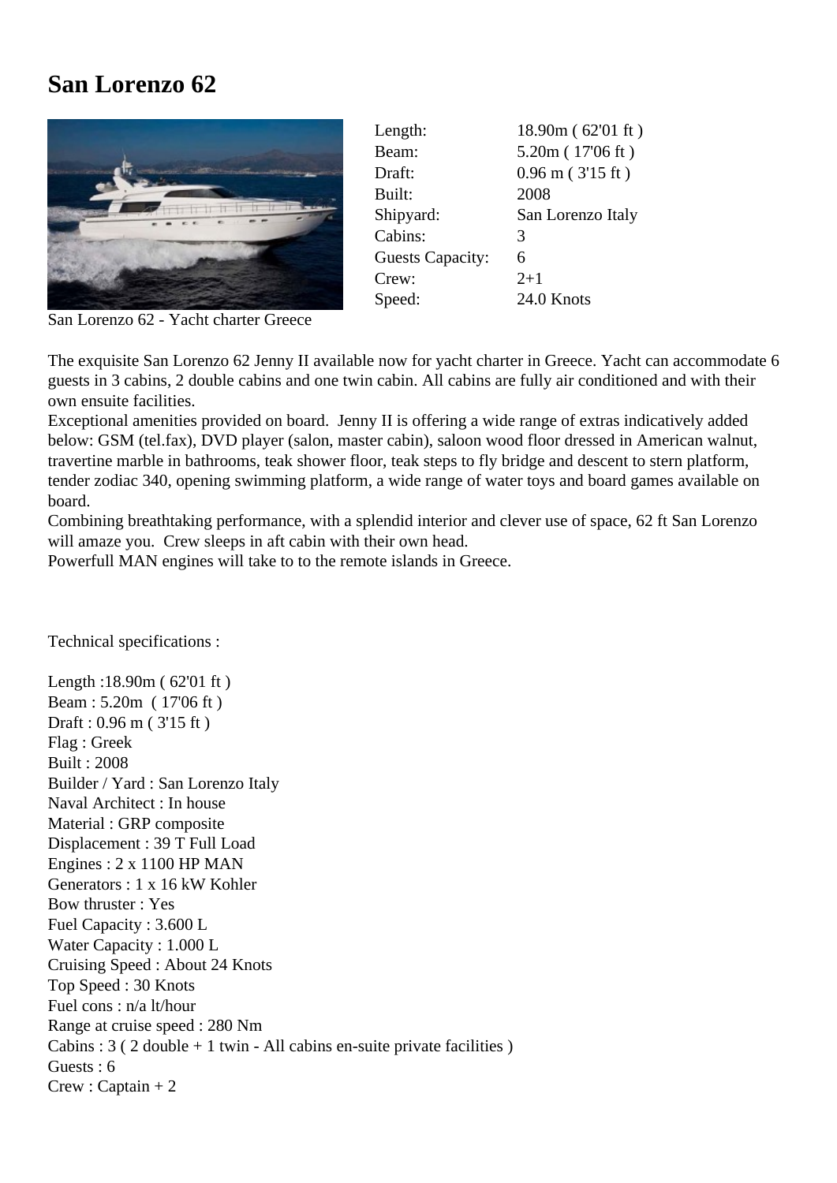# San Lorenzo 62

San Lorenzo 62 - Yacht charter Greece

| | |
|---|---|
| Length: | 18.90m ( 62'01 ft ) |
| Beam: | 5.20m ( 17'06 ft ) |
| Draft: | 0.96 m ( 3'15 ft ) |
| Built: | 2008 |
| Shipyard: | San Lorenzo Italy |
| Cabins: | 3 |
| Guests Capacity: | 6 |
| Crew: | 2+1 |
| Speed: | 24.0 Knots |

The exquisite San Lorenzo 62 Jenny II available now for yacht charter in Greece. Yacht can accommodate 6 guests in 3 cabins, 2 double cabins and one twin cabin. All cabins are fully air conditioned and with their own ensuite facilities.
Exceptional amenities provided on board. Jenny II is offering a wide range of extras indicatively added below: GSM (tel.fax), DVD player (salon, master cabin), saloon wood floor dressed in American walnut, travertine marble in bathrooms, teak shower floor, teak steps to fly bridge and descent to stern platform, tender zodiac 340, opening swimming platform, a wide range of water toys and board games available on board.
Combining breathtaking performance, with a splendid interior and clever use of space, 62 ft San Lorenzo will amaze you. Crew sleeps in aft cabin with their own head.
Powerfull MAN engines will take to to the remote islands in Greece.

Technical specifications :

Length :18.90m ( 62'01 ft )
Beam : 5.20m ( 17'06 ft )
Draft : 0.96 m ( 3'15 ft )
Flag : Greek
Built : 2008
Builder / Yard : San Lorenzo Italy
Naval Architect : In house
Material : GRP composite
Displacement : 39 T Full Load
Engines : 2 x 1100 HP MAN
Generators : 1 x 16 kW Kohler
Bow thruster : Yes
Fuel Capacity : 3.600 L
Water Capacity : 1.000 L
Cruising Speed : About 24 Knots
Top Speed : 30 Knots
Fuel cons : n/a lt/hour
Range at cruise speed : 280 Nm
Cabins : 3 ( 2 double + 1 twin - All cabins en-suite private facilities )
Guests : 6
Crew : Captain + 2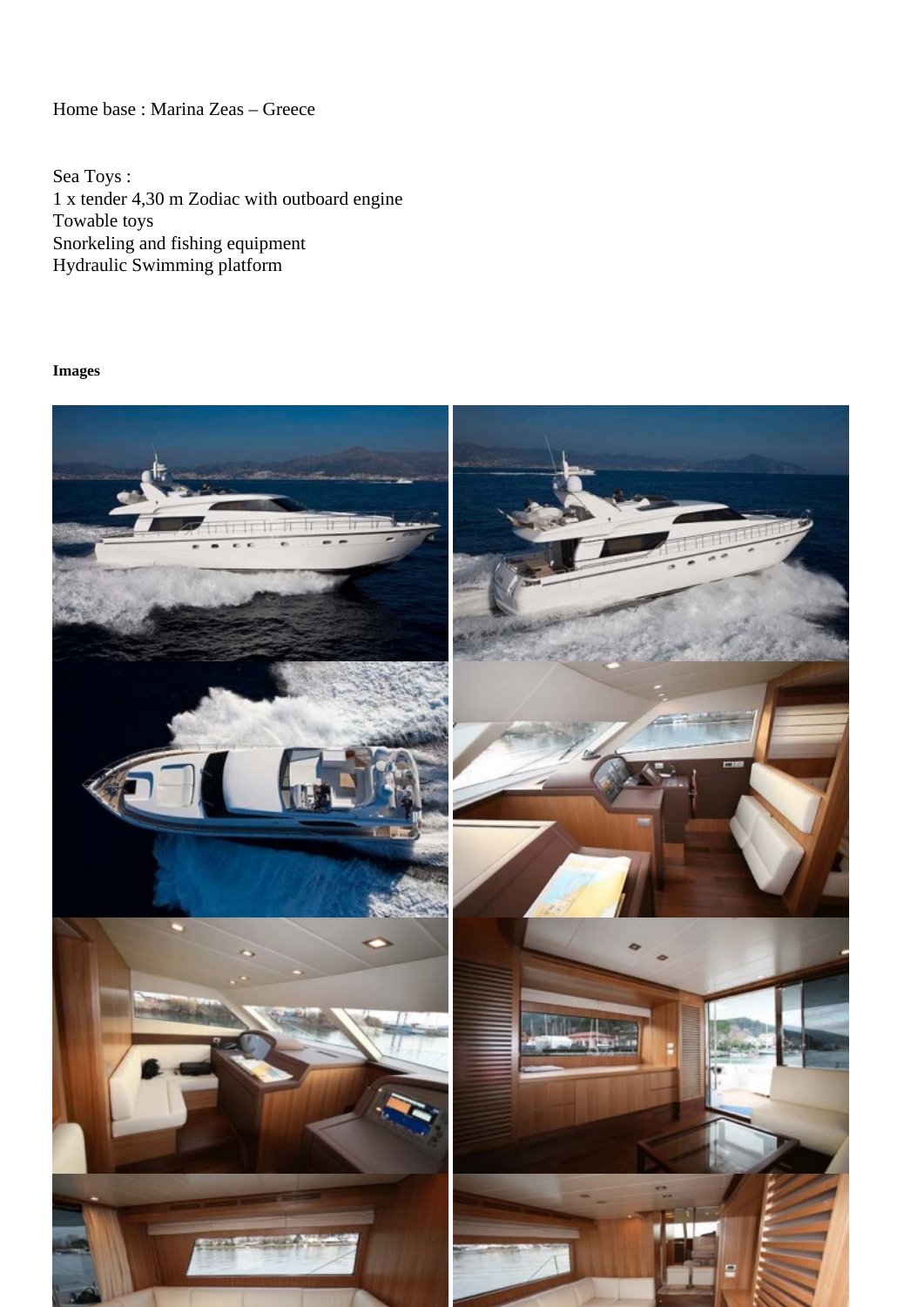Home base : Marina Zeas – Greece

Sea Toys :
1 x tender 4,30 m Zodiac with outboard engine
Towable toys
Snorkeling and fishing equipment
Hydraulic Swimming platform

**Images**